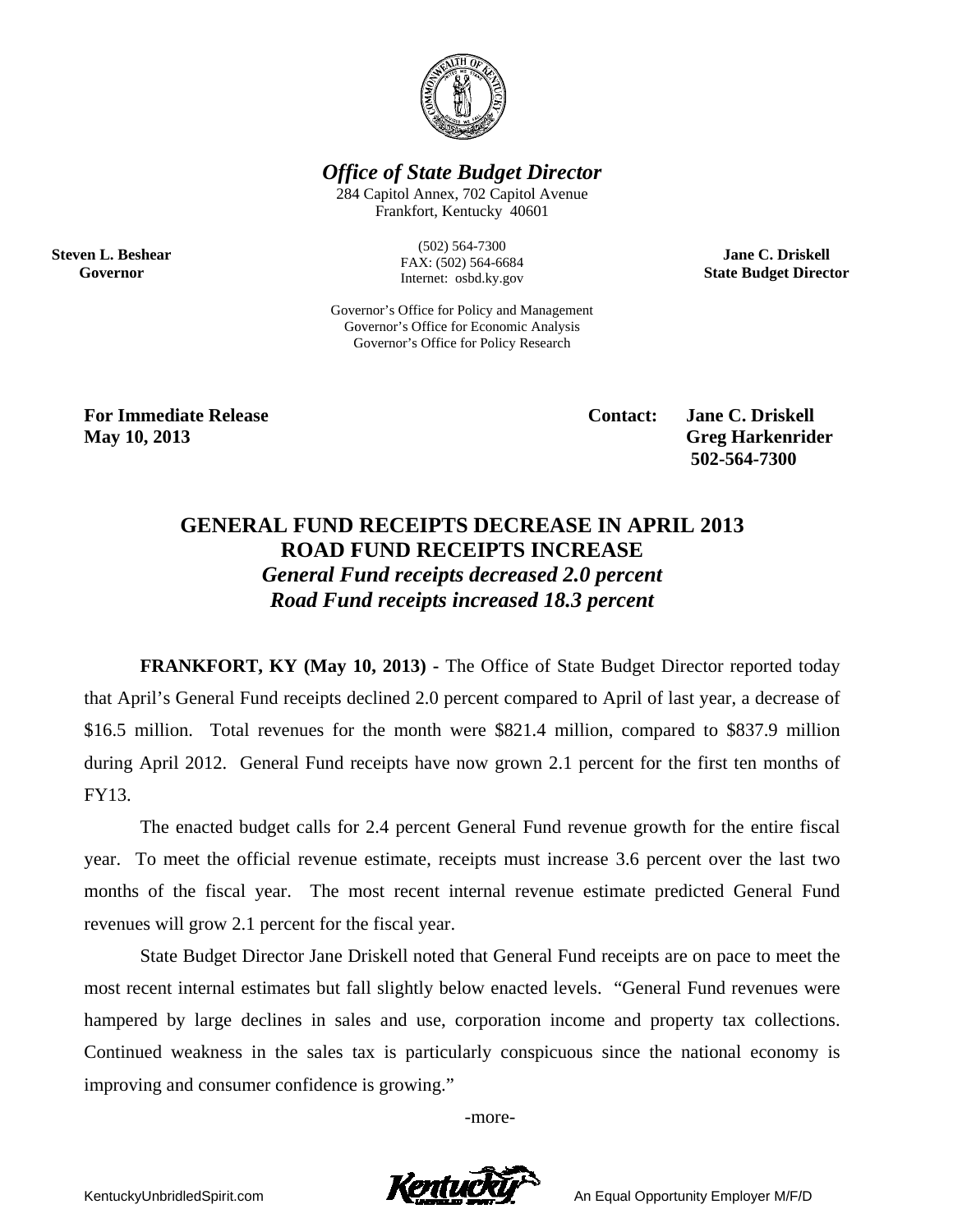*Office of State Budget Director*

284 Capitol Annex, 702 Capitol Avenue
Frankfort, Kentucky 40601

**Steven L. Beshear**
**Governor**

(502) 564-7300
FAX: (502) 564-6684
Internet: osbd.ky.gov

**Jane C. Driskell**
**State Budget Director**

Governor's Office for Policy and Management
Governor's Office for Economic Analysis
Governor's Office for Policy Research

**For Immediate Release**
**May 10, 2013**

**Contact: Jane C. Driskell**
**Greg Harkenrider**
**502-564-7300**

## GENERAL FUND RECEIPTS DECREASE IN APRIL 2013
## ROAD FUND RECEIPTS INCREASE
### *General Fund receipts decreased 2.0 percent*
### *Road Fund receipts increased 18.3 percent*

**FRANKFORT, KY (May 10, 2013) -** The Office of State Budget Director reported today that April's General Fund receipts declined 2.0 percent compared to April of last year, a decrease of \$16.5 million. Total revenues for the month were \$821.4 million, compared to \$837.9 million during April 2012. General Fund receipts have now grown 2.1 percent for the first ten months of FY13.

The enacted budget calls for 2.4 percent General Fund revenue growth for the entire fiscal year. To meet the official revenue estimate, receipts must increase 3.6 percent over the last two months of the fiscal year. The most recent internal revenue estimate predicted General Fund revenues will grow 2.1 percent for the fiscal year.

State Budget Director Jane Driskell noted that General Fund receipts are on pace to meet the most recent internal estimates but fall slightly below enacted levels. "General Fund revenues were hampered by large declines in sales and use, corporation income and property tax collections. Continued weakness in the sales tax is particularly conspicuous since the national economy is improving and consumer confidence is growing."

-more-

KentuckyUnbridledSpirit.com

An Equal Opportunity Employer M/F/D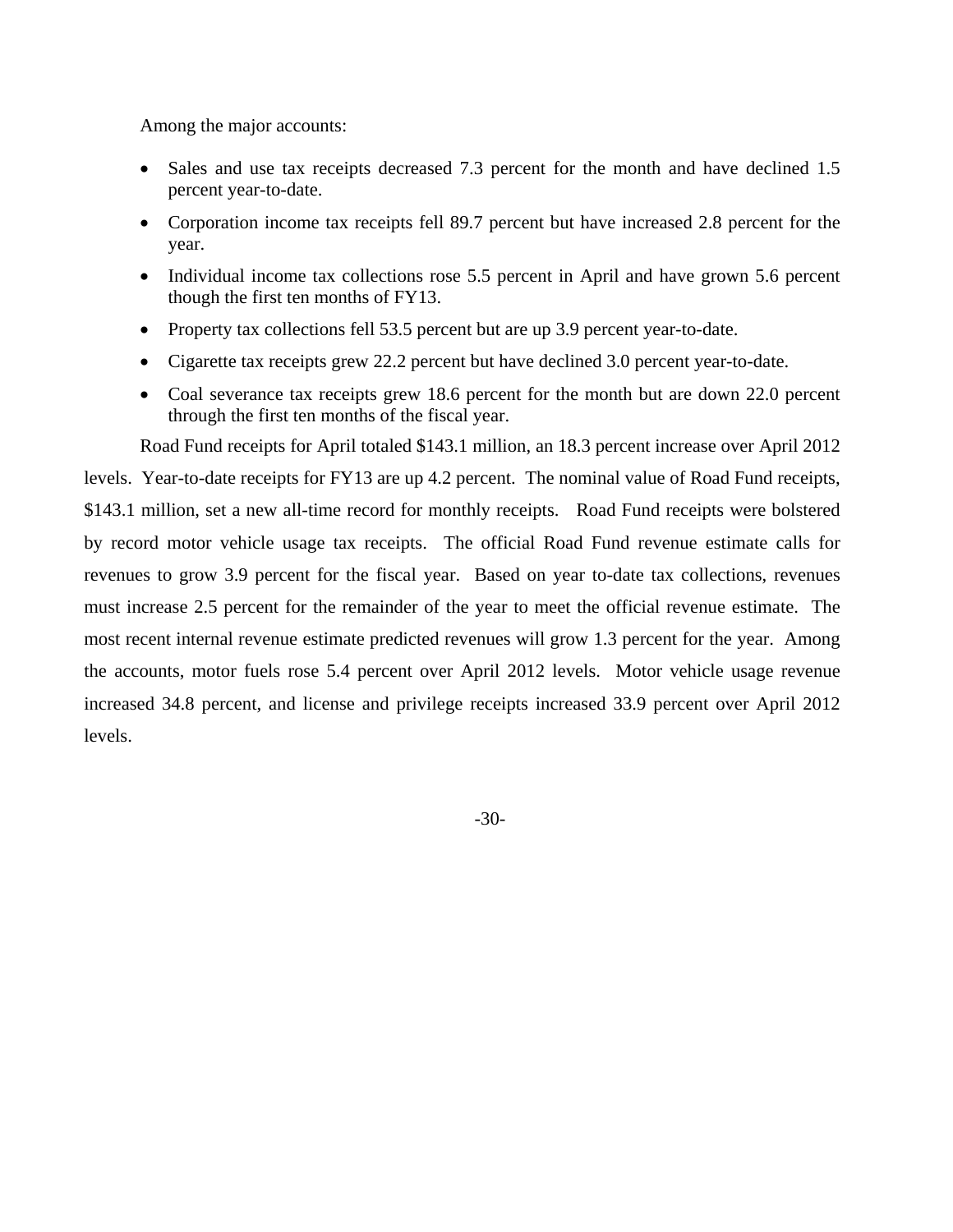Among the major accounts:

- Sales and use tax receipts decreased 7.3 percent for the month and have declined 1.5 percent year-to-date.
- Corporation income tax receipts fell 89.7 percent but have increased 2.8 percent for the year.
- Individual income tax collections rose 5.5 percent in April and have grown 5.6 percent though the first ten months of FY13.
- Property tax collections fell 53.5 percent but are up 3.9 percent year-to-date.
- Cigarette tax receipts grew 22.2 percent but have declined 3.0 percent year-to-date.
- Coal severance tax receipts grew 18.6 percent for the month but are down 22.0 percent through the first ten months of the fiscal year.

Road Fund receipts for April totaled $143.1 million, an 18.3 percent increase over April 2012 levels. Year-to-date receipts for FY13 are up 4.2 percent. The nominal value of Road Fund receipts, $143.1 million, set a new all-time record for monthly receipts. Road Fund receipts were bolstered by record motor vehicle usage tax receipts. The official Road Fund revenue estimate calls for revenues to grow 3.9 percent for the fiscal year. Based on year to-date tax collections, revenues must increase 2.5 percent for the remainder of the year to meet the official revenue estimate. The most recent internal revenue estimate predicted revenues will grow 1.3 percent for the year. Among the accounts, motor fuels rose 5.4 percent over April 2012 levels. Motor vehicle usage revenue increased 34.8 percent, and license and privilege receipts increased 33.9 percent over April 2012 levels.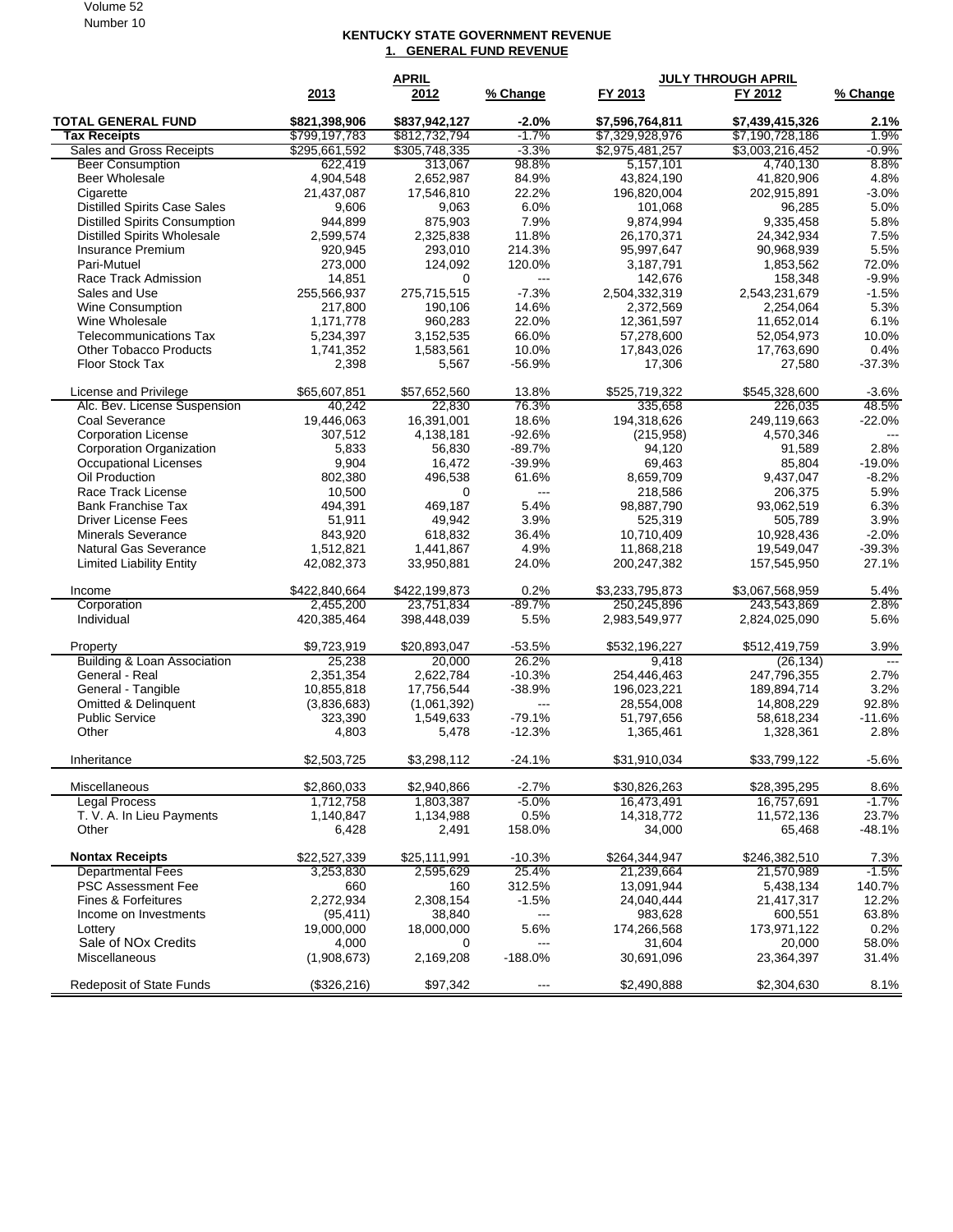## KENTUCKY STATE GOVERNMENT REVENUE

### 1. GENERAL FUND REVENUE

| | APRIL | | | JULY THROUGH APRIL | | |
|---|---|---|---|---|---|---|
| | 2013 | 2012 | % Change | FY 2013 | FY 2012 | % Change |
| **TOTAL GENERAL FUND** | **$821,398,906** | **$837,942,127** | **-2.0%** | **$7,596,764,811** | **$7,439,415,326** | **2.1%** |
| **Tax Receipts** | $799,197,783 | $812,732,794 | -1.7% | $7,329,928,976 | $7,190,728,186 | 1.9% |
| Sales and Gross Receipts | $295,661,592 | $305,748,335 | -3.3% | $2,975,481,257 | $3,003,216,452 | -0.9% |
| Beer Consumption | 622,419 | 313,067 | 98.8% | 5,157,101 | 4,740,130 | 8.8% |
| Beer Wholesale | 4,904,548 | 2,652,987 | 84.9% | 43,824,190 | 41,820,906 | 4.8% |
| Cigarette | 21,437,087 | 17,546,810 | 22.2% | 196,820,004 | 202,915,891 | -3.0% |
| Distilled Spirits Case Sales | 9,606 | 9,063 | 6.0% | 101,068 | 96,285 | 5.0% |
| Distilled Spirits Consumption | 944,899 | 875,903 | 7.9% | 9,874,994 | 9,335,458 | 5.8% |
| Distilled Spirits Wholesale | 2,599,574 | 2,325,838 | 11.8% | 26,170,371 | 24,342,934 | 7.5% |
| Insurance Premium | 920,945 | 293,010 | 214.3% | 95,997,647 | 90,968,939 | 5.5% |
| Pari-Mutuel | 273,000 | 124,092 | 120.0% | 3,187,791 | 1,853,562 | 72.0% |
| Race Track Admission | 14,851 | 0 | --- | 142,676 | 158,348 | -9.9% |
| Sales and Use | 255,566,937 | 275,715,515 | -7.3% | 2,504,332,319 | 2,543,231,679 | -1.5% |
| Wine Consumption | 217,800 | 190,106 | 14.6% | 2,372,569 | 2,254,064 | 5.3% |
| Wine Wholesale | 1,171,778 | 960,283 | 22.0% | 12,361,597 | 11,652,014 | 6.1% |
| Telecommunications Tax | 5,234,397 | 3,152,535 | 66.0% | 57,278,600 | 52,054,973 | 10.0% |
| Other Tobacco Products | 1,741,352 | 1,583,561 | 10.0% | 17,843,026 | 17,763,690 | 0.4% |
| Floor Stock Tax | 2,398 | 5,567 | -56.9% | 17,306 | 27,580 | -37.3% |
| | | | | | | |
| License and Privilege | $65,607,851 | $57,652,560 | 13.8% | $525,719,322 | $545,328,600 | -3.6% |
| Alc. Bev. License Suspension | 40,242 | 22,830 | 76.3% | 335,658 | 226,035 | 48.5% |
| Coal Severance | 19,446,063 | 16,391,001 | 18.6% | 194,318,626 | 249,119,663 | -22.0% |
| Corporation License | 307,512 | 4,138,181 | -92.6% | (215,958) | 4,570,346 | --- |
| Corporation Organization | 5,833 | 56,830 | -89.7% | 94,120 | 91,589 | 2.8% |
| Occupational Licenses | 9,904 | 16,472 | -39.9% | 69,463 | 85,804 | -19.0% |
| Oil Production | 802,380 | 496,538 | 61.6% | 8,659,709 | 9,437,047 | -8.2% |
| Race Track License | 10,500 | 0 | --- | 218,586 | 206,375 | 5.9% |
| Bank Franchise Tax | 494,391 | 469,187 | 5.4% | 98,887,790 | 93,062,519 | 6.3% |
| Driver License Fees | 51,911 | 49,942 | 3.9% | 525,319 | 505,789 | 3.9% |
| Minerals Severance | 843,920 | 618,832 | 36.4% | 10,710,409 | 10,928,436 | -2.0% |
| Natural Gas Severance | 1,512,821 | 1,441,867 | 4.9% | 11,868,218 | 19,549,047 | -39.3% |
| Limited Liability Entity | 42,082,373 | 33,950,881 | 24.0% | 200,247,382 | 157,545,950 | 27.1% |
| | | | | | | |
| Income | $422,840,664 | $422,199,873 | 0.2% | $3,233,795,873 | $3,067,568,959 | 5.4% |
| Corporation | 2,455,200 | 23,751,834 | -89.7% | 250,245,896 | 243,543,869 | 2.8% |
| Individual | 420,385,464 | 398,448,039 | 5.5% | 2,983,549,977 | 2,824,025,090 | 5.6% |
| | | | | | | |
| Property | $9,723,919 | $20,893,047 | -53.5% | $532,196,227 | $512,419,759 | 3.9% |
| Building & Loan Association | 25,238 | 20,000 | 26.2% | 9,418 | (26,134) | --- |
| General - Real | 2,351,354 | 2,622,784 | -10.3% | 254,446,463 | 247,796,355 | 2.7% |
| General - Tangible | 10,855,818 | 17,756,544 | -38.9% | 196,023,221 | 189,894,714 | 3.2% |
| Omitted & Delinquent | (3,836,683) | (1,061,392) | --- | 28,554,008 | 14,808,229 | 92.8% |
| Public Service | 323,390 | 1,549,633 | -79.1% | 51,797,656 | 58,618,234 | -11.6% |
| Other | 4,803 | 5,478 | -12.3% | 1,365,461 | 1,328,361 | 2.8% |
| | | | | | | |
| Inheritance | $2,503,725 | $3,298,112 | -24.1% | $31,910,034 | $33,799,122 | -5.6% |
| | | | | | | |
| Miscellaneous | $2,860,033 | $2,940,866 | -2.7% | $30,826,263 | $28,395,295 | 8.6% |
| Legal Process | 1,712,758 | 1,803,387 | -5.0% | 16,473,491 | 16,757,691 | -1.7% |
| T. V. A. In Lieu Payments | 1,140,847 | 1,134,988 | 0.5% | 14,318,772 | 11,572,136 | 23.7% |
| Other | 6,428 | 2,491 | 158.0% | 34,000 | 65,468 | -48.1% |
| | | | | | | |
| **Nontax Receipts** | $22,527,339 | $25,111,991 | -10.3% | $264,344,947 | $246,382,510 | 7.3% |
| Departmental Fees | 3,253,830 | 2,595,629 | 25.4% | 21,239,664 | 21,570,989 | -1.5% |
| PSC Assessment Fee | 660 | 160 | 312.5% | 13,091,944 | 5,438,134 | 140.7% |
| Fines & Forfeitures | 2,272,934 | 2,308,154 | -1.5% | 24,040,444 | 21,417,317 | 12.2% |
| Income on Investments | (95,411) | 38,840 | --- | 983,628 | 600,551 | 63.8% |
| Lottery | 19,000,000 | 18,000,000 | 5.6% | 174,266,568 | 173,971,122 | 0.2% |
| Sale of NOx Credits | 4,000 | 0 | --- | 31,604 | 20,000 | 58.0% |
| Miscellaneous | (1,908,673) | 2,169,208 | -188.0% | 30,691,096 | 23,364,397 | 31.4% |
| | | | | | | |
| Redeposit of State Funds | ($326,216) | $97,342 | --- | $2,490,888 | $2,304,630 | 8.1% |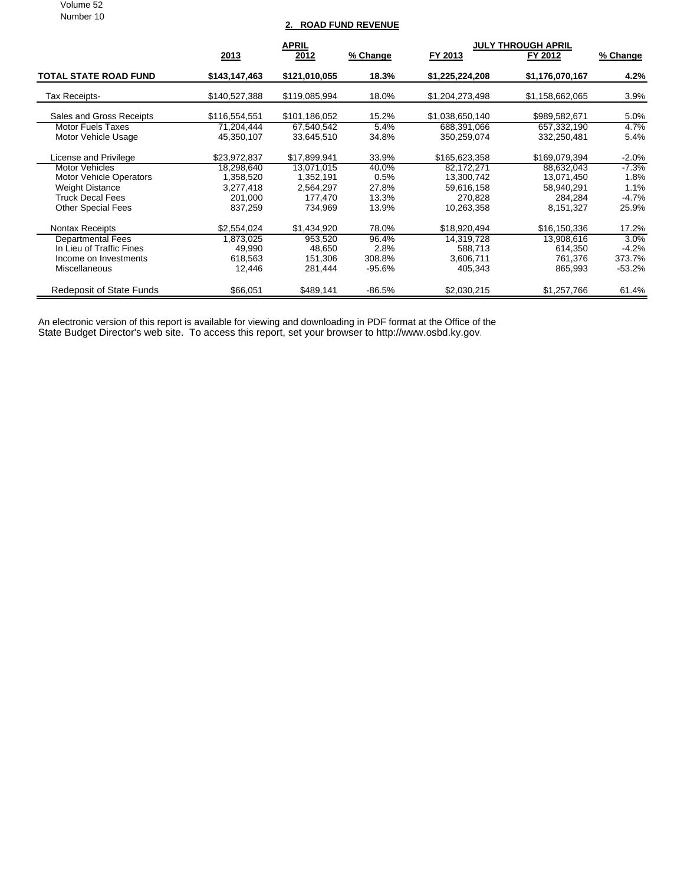## 2. ROAD FUND REVENUE

| | APRIL 2013 | APRIL 2012 | % Change | JULY THROUGH APRIL FY 2013 | JULY THROUGH APRIL FY 2012 | % Change |
|---|---|---|---|---|---|---|
| **TOTAL STATE ROAD FUND** | **$143,147,463** | **$121,010,055** | **18.3%** | **$1,225,224,208** | **$1,176,070,167** | **4.2%** |
| Tax Receipts- | $140,527,388 | $119,085,994 | 18.0% | $1,204,273,498 | $1,158,662,065 | 3.9% |
| Sales and Gross Receipts | $116,554,551 | $101,186,052 | 15.2% | $1,038,650,140 | $989,582,671 | 5.0% |
| Motor Fuels Taxes | 71,204,444 | 67,540,542 | 5.4% | 688,391,066 | 657,332,190 | 4.7% |
| Motor Vehicle Usage | 45,350,107 | 33,645,510 | 34.8% | 350,259,074 | 332,250,481 | 5.4% |
| License and Privilege | $23,972,837 | $17,899,941 | 33.9% | $165,623,358 | $169,079,394 | -2.0% |
| Motor Vehicles | 18,298,640 | 13,071,015 | 40.0% | 82,172,271 | 88,632,043 | -7.3% |
| Motor Vehicle Operators | 1,358,520 | 1,352,191 | 0.5% | 13,300,742 | 13,071,450 | 1.8% |
| Weight Distance | 3,277,418 | 2,564,297 | 27.8% | 59,616,158 | 58,940,291 | 1.1% |
| Truck Decal Fees | 201,000 | 177,470 | 13.3% | 270,828 | 284,284 | -4.7% |
| Other Special Fees | 837,259 | 734,969 | 13.9% | 10,263,358 | 8,151,327 | 25.9% |
| Nontax Receipts | $2,554,024 | $1,434,920 | 78.0% | $18,920,494 | $16,150,336 | 17.2% |
| Departmental Fees | 1,873,025 | 953,520 | 96.4% | 14,319,728 | 13,908,616 | 3.0% |
| In Lieu of Traffic Fines | 49,990 | 48,650 | 2.8% | 588,713 | 614,350 | -4.2% |
| Income on Investments | 618,563 | 151,306 | 308.8% | 3,606,711 | 761,376 | 373.7% |
| Miscellaneous | 12,446 | 281,444 | -95.6% | 405,343 | 865,993 | -53.2% |
| Redeposit of State Funds | $66,051 | $489,141 | -86.5% | $2,030,215 | $1,257,766 | 61.4% |

An electronic version of this report is available for viewing and downloading in PDF format at the Office of the State Budget Director's web site. To access this report, set your browser to http://www.osbd.ky.gov.